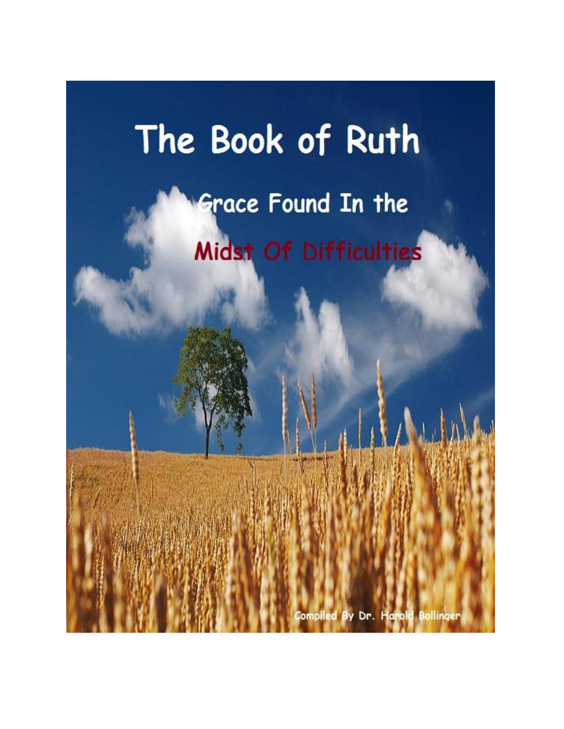# The Book of Ruth

## Grace Found In the Midst Of Difficulties

Compiled By Dr. Harold Bollinger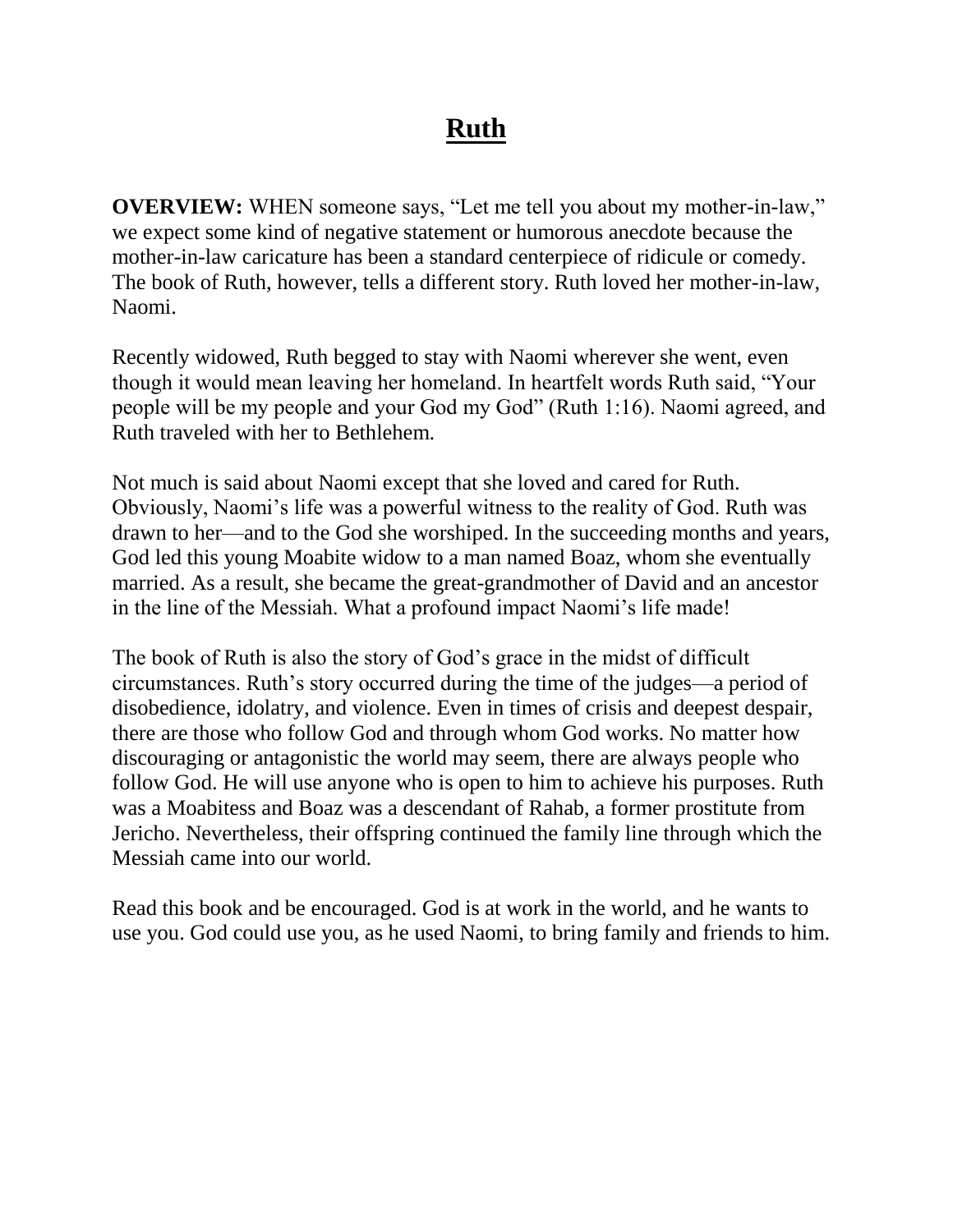# Ruth

**OVERVIEW:** WHEN someone says, "Let me tell you about my mother-in-law," we expect some kind of negative statement or humorous anecdote because the mother-in-law caricature has been a standard centerpiece of ridicule or comedy. The book of Ruth, however, tells a different story. Ruth loved her mother-in-law, Naomi.

Recently widowed, Ruth begged to stay with Naomi wherever she went, even though it would mean leaving her homeland. In heartfelt words Ruth said, "Your people will be my people and your God my God" (Ruth 1:16). Naomi agreed, and Ruth traveled with her to Bethlehem.

Not much is said about Naomi except that she loved and cared for Ruth. Obviously, Naomi's life was a powerful witness to the reality of God. Ruth was drawn to her—and to the God she worshiped. In the succeeding months and years, God led this young Moabite widow to a man named Boaz, whom she eventually married. As a result, she became the great-grandmother of David and an ancestor in the line of the Messiah. What a profound impact Naomi's life made!

The book of Ruth is also the story of God's grace in the midst of difficult circumstances. Ruth's story occurred during the time of the judges—a period of disobedience, idolatry, and violence. Even in times of crisis and deepest despair, there are those who follow God and through whom God works. No matter how discouraging or antagonistic the world may seem, there are always people who follow God. He will use anyone who is open to him to achieve his purposes. Ruth was a Moabitess and Boaz was a descendant of Rahab, a former prostitute from Jericho. Nevertheless, their offspring continued the family line through which the Messiah came into our world.

Read this book and be encouraged. God is at work in the world, and he wants to use you. God could use you, as he used Naomi, to bring family and friends to him.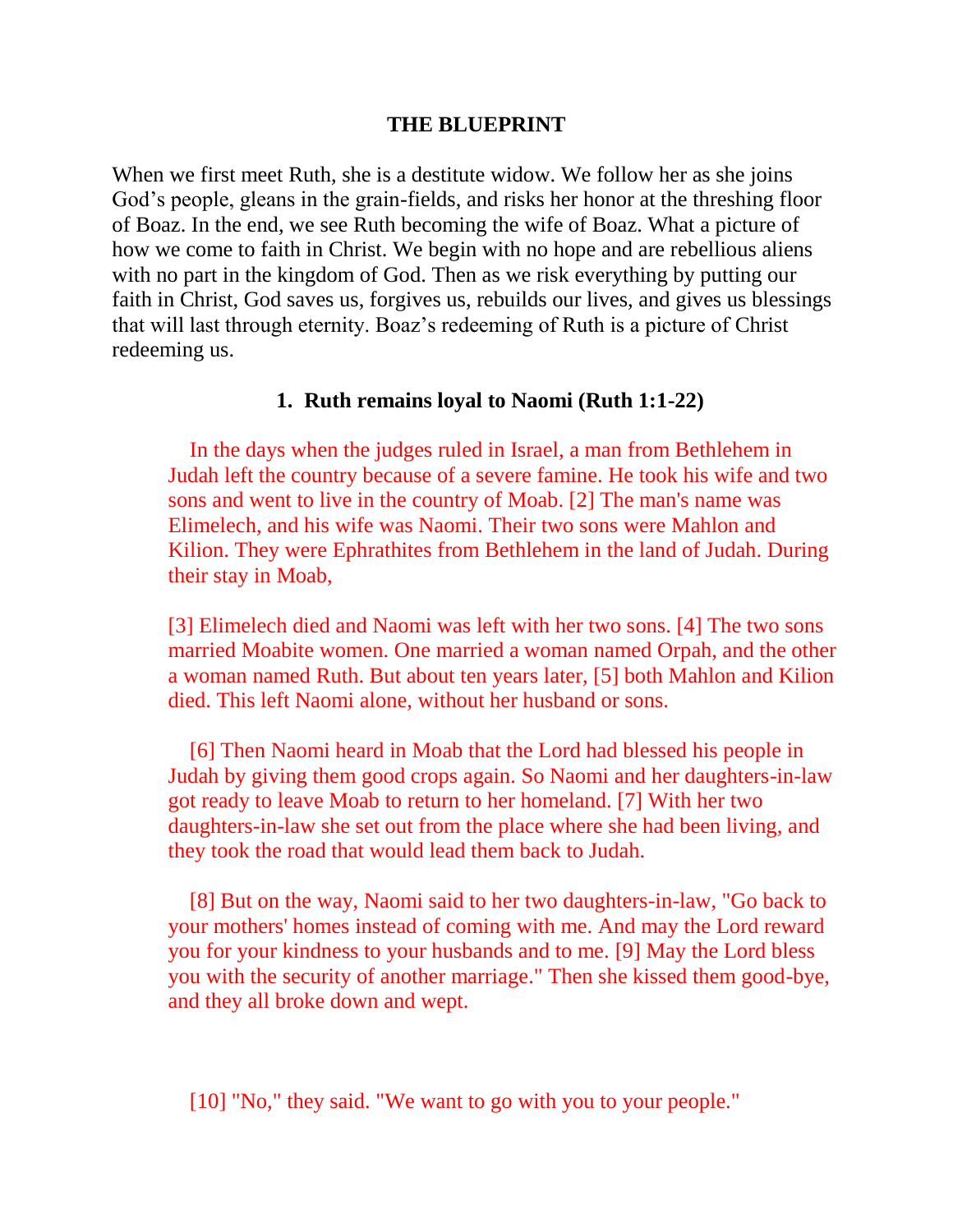## THE BLUEPRINT

When we first meet Ruth, she is a destitute widow. We follow her as she joins God's people, gleans in the grain-fields, and risks her honor at the threshing floor of Boaz. In the end, we see Ruth becoming the wife of Boaz. What a picture of how we come to faith in Christ. We begin with no hope and are rebellious aliens with no part in the kingdom of God. Then as we risk everything by putting our faith in Christ, God saves us, forgives us, rebuilds our lives, and gives us blessings that will last through eternity. Boaz's redeeming of Ruth is a picture of Christ redeeming us.

### 1. Ruth remains loyal to Naomi (Ruth 1:1-22)

In the days when the judges ruled in Israel, a man from Bethlehem in Judah left the country because of a severe famine. He took his wife and two sons and went to live in the country of Moab. [2] The man's name was Elimelech, and his wife was Naomi. Their two sons were Mahlon and Kilion. They were Ephrathites from Bethlehem in the land of Judah. During their stay in Moab,

[3] Elimelech died and Naomi was left with her two sons. [4] The two sons married Moabite women. One married a woman named Orpah, and the other a woman named Ruth. But about ten years later, [5] both Mahlon and Kilion died. This left Naomi alone, without her husband or sons.

[6] Then Naomi heard in Moab that the Lord had blessed his people in Judah by giving them good crops again. So Naomi and her daughters-in-law got ready to leave Moab to return to her homeland. [7] With her two daughters-in-law she set out from the place where she had been living, and they took the road that would lead them back to Judah.

[8] But on the way, Naomi said to her two daughters-in-law, "Go back to your mothers' homes instead of coming with me. And may the Lord reward you for your kindness to your husbands and to me. [9] May the Lord bless you with the security of another marriage." Then she kissed them good-bye, and they all broke down and wept.

[10] "No," they said. "We want to go with you to your people."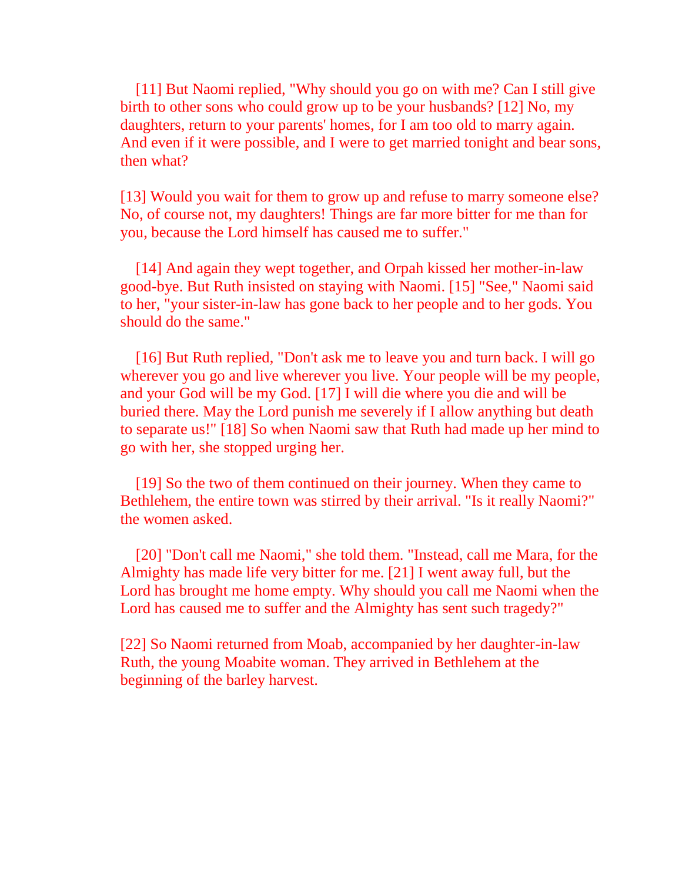[11] But Naomi replied, "Why should you go on with me? Can I still give birth to other sons who could grow up to be your husbands? [12] No, my daughters, return to your parents' homes, for I am too old to marry again. And even if it were possible, and I were to get married tonight and bear sons, then what?

[13] Would you wait for them to grow up and refuse to marry someone else? No, of course not, my daughters! Things are far more bitter for me than for you, because the Lord himself has caused me to suffer."

[14] And again they wept together, and Orpah kissed her mother-in-law good-bye. But Ruth insisted on staying with Naomi. [15] "See," Naomi said to her, "your sister-in-law has gone back to her people and to her gods. You should do the same."

[16] But Ruth replied, "Don't ask me to leave you and turn back. I will go wherever you go and live wherever you live. Your people will be my people, and your God will be my God. [17] I will die where you die and will be buried there. May the Lord punish me severely if I allow anything but death to separate us!" [18] So when Naomi saw that Ruth had made up her mind to go with her, she stopped urging her.

[19] So the two of them continued on their journey. When they came to Bethlehem, the entire town was stirred by their arrival. "Is it really Naomi?" the women asked.

[20] "Don't call me Naomi," she told them. "Instead, call me Mara, for the Almighty has made life very bitter for me. [21] I went away full, but the Lord has brought me home empty. Why should you call me Naomi when the Lord has caused me to suffer and the Almighty has sent such tragedy?"

[22] So Naomi returned from Moab, accompanied by her daughter-in-law Ruth, the young Moabite woman. They arrived in Bethlehem at the beginning of the barley harvest.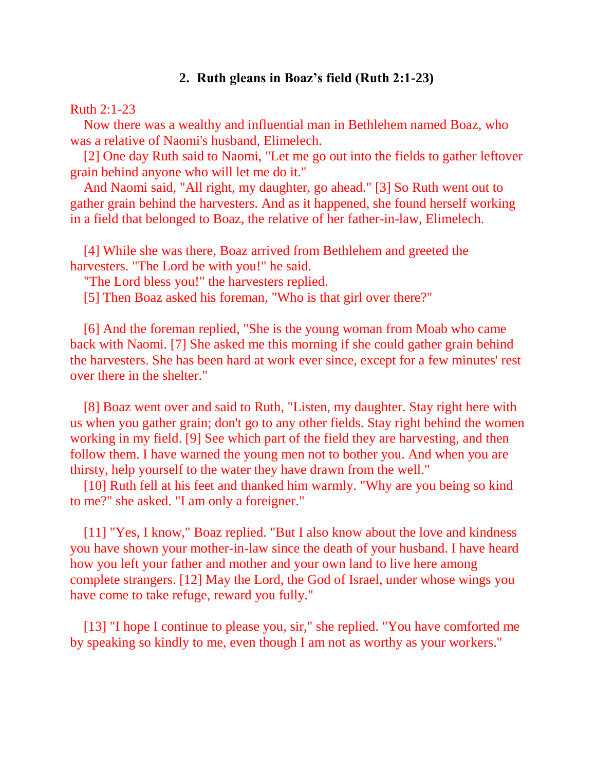### 2. Ruth gleans in Boaz's field (Ruth 2:1-23)

Ruth 2:1-23

Now there was a wealthy and influential man in Bethlehem named Boaz, who was a relative of Naomi's husband, Elimelech.

[2] One day Ruth said to Naomi, "Let me go out into the fields to gather leftover grain behind anyone who will let me do it."

And Naomi said, "All right, my daughter, go ahead." [3] So Ruth went out to gather grain behind the harvesters. And as it happened, she found herself working in a field that belonged to Boaz, the relative of her father-in-law, Elimelech.

[4] While she was there, Boaz arrived from Bethlehem and greeted the harvesters. "The Lord be with you!" he said.

"The Lord bless you!" the harvesters replied.

[5] Then Boaz asked his foreman, "Who is that girl over there?"

[6] And the foreman replied, "She is the young woman from Moab who came back with Naomi. [7] She asked me this morning if she could gather grain behind the harvesters. She has been hard at work ever since, except for a few minutes' rest over there in the shelter."

[8] Boaz went over and said to Ruth, "Listen, my daughter. Stay right here with us when you gather grain; don't go to any other fields. Stay right behind the women working in my field. [9] See which part of the field they are harvesting, and then follow them. I have warned the young men not to bother you. And when you are thirsty, help yourself to the water they have drawn from the well."

[10] Ruth fell at his feet and thanked him warmly. "Why are you being so kind to me?" she asked. "I am only a foreigner."

[11] "Yes, I know," Boaz replied. "But I also know about the love and kindness you have shown your mother-in-law since the death of your husband. I have heard how you left your father and mother and your own land to live here among complete strangers. [12] May the Lord, the God of Israel, under whose wings you have come to take refuge, reward you fully."

[13] "I hope I continue to please you, sir," she replied. "You have comforted me by speaking so kindly to me, even though I am not as worthy as your workers."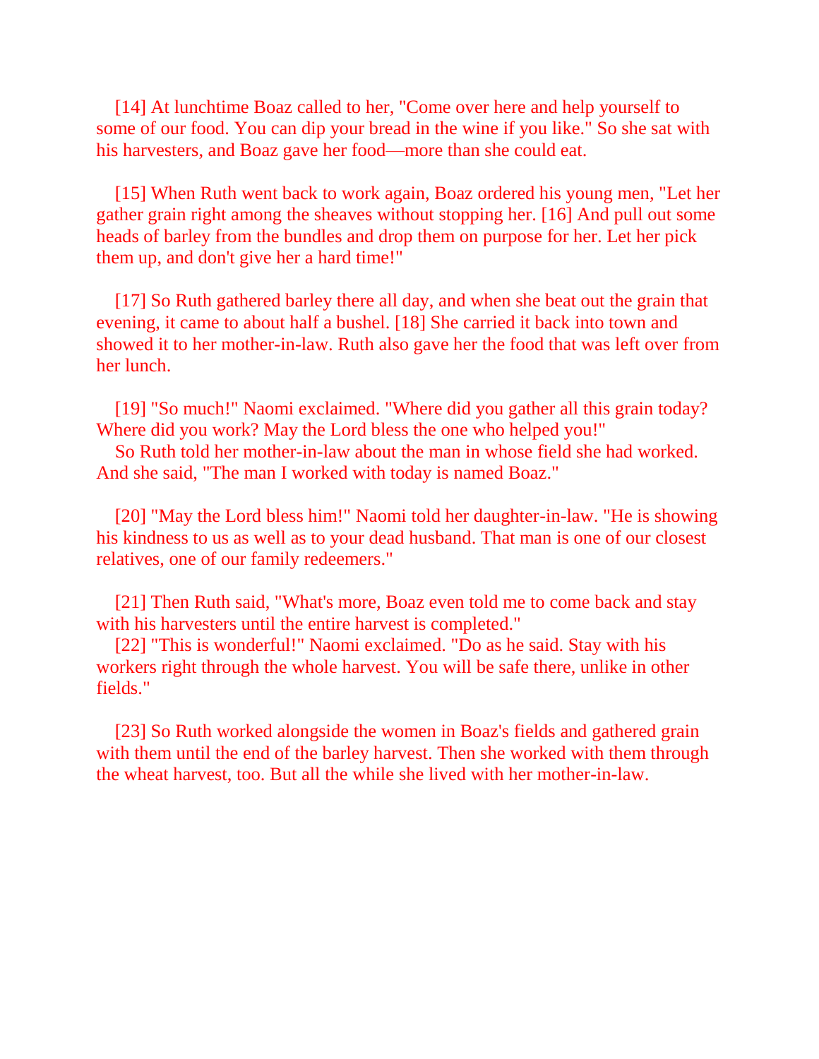[14] At lunchtime Boaz called to her, "Come over here and help yourself to some of our food. You can dip your bread in the wine if you like." So she sat with his harvesters, and Boaz gave her food—more than she could eat.

[15] When Ruth went back to work again, Boaz ordered his young men, "Let her gather grain right among the sheaves without stopping her. [16] And pull out some heads of barley from the bundles and drop them on purpose for her. Let her pick them up, and don't give her a hard time!"

[17] So Ruth gathered barley there all day, and when she beat out the grain that evening, it came to about half a bushel. [18] She carried it back into town and showed it to her mother-in-law. Ruth also gave her the food that was left over from her lunch.

[19] "So much!" Naomi exclaimed. "Where did you gather all this grain today? Where did you work? May the Lord bless the one who helped you!"
So Ruth told her mother-in-law about the man in whose field she had worked. And she said, "The man I worked with today is named Boaz."

[20] "May the Lord bless him!" Naomi told her daughter-in-law. "He is showing his kindness to us as well as to your dead husband. That man is one of our closest relatives, one of our family redeemers."

[21] Then Ruth said, "What's more, Boaz even told me to come back and stay with his harvesters until the entire harvest is completed."
[22] "This is wonderful!" Naomi exclaimed. "Do as he said. Stay with his workers right through the whole harvest. You will be safe there, unlike in other fields."

[23] So Ruth worked alongside the women in Boaz's fields and gathered grain with them until the end of the barley harvest. Then she worked with them through the wheat harvest, too. But all the while she lived with her mother-in-law.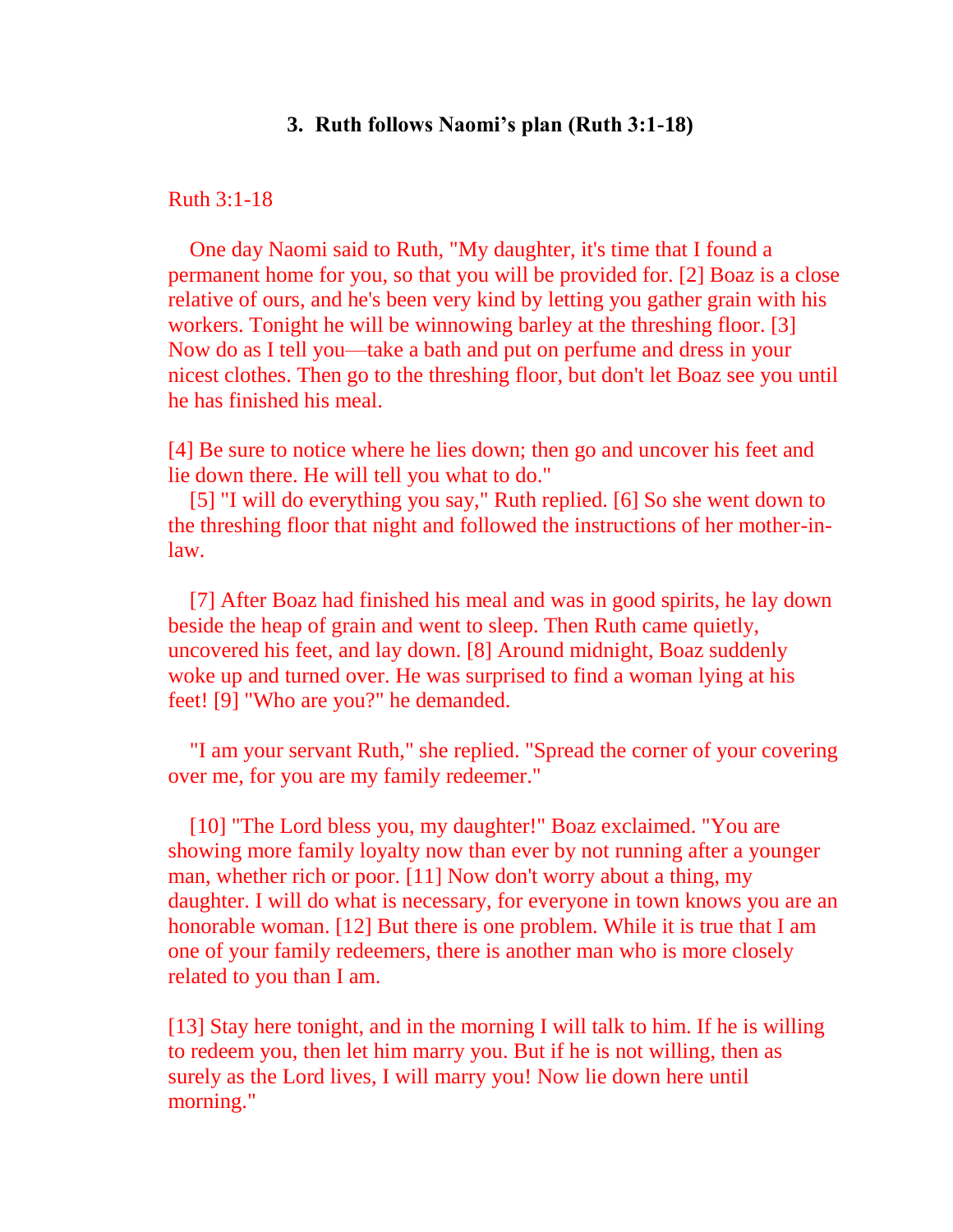### 3. Ruth follows Naomi's plan (Ruth 3:1-18)

Ruth 3:1-18

One day Naomi said to Ruth, "My daughter, it's time that I found a permanent home for you, so that you will be provided for. [2] Boaz is a close relative of ours, and he's been very kind by letting you gather grain with his workers. Tonight he will be winnowing barley at the threshing floor. [3] Now do as I tell you—take a bath and put on perfume and dress in your nicest clothes. Then go to the threshing floor, but don't let Boaz see you until he has finished his meal.

[4] Be sure to notice where he lies down; then go and uncover his feet and lie down there. He will tell you what to do."

[5] "I will do everything you say," Ruth replied. [6] So she went down to the threshing floor that night and followed the instructions of her mother-in-law.

[7] After Boaz had finished his meal and was in good spirits, he lay down beside the heap of grain and went to sleep. Then Ruth came quietly, uncovered his feet, and lay down. [8] Around midnight, Boaz suddenly woke up and turned over. He was surprised to find a woman lying at his feet! [9] "Who are you?" he demanded.

"I am your servant Ruth," she replied. "Spread the corner of your covering over me, for you are my family redeemer."

[10] "The Lord bless you, my daughter!" Boaz exclaimed. "You are showing more family loyalty now than ever by not running after a younger man, whether rich or poor. [11] Now don't worry about a thing, my daughter. I will do what is necessary, for everyone in town knows you are an honorable woman. [12] But there is one problem. While it is true that I am one of your family redeemers, there is another man who is more closely related to you than I am.

[13] Stay here tonight, and in the morning I will talk to him. If he is willing to redeem you, then let him marry you. But if he is not willing, then as surely as the Lord lives, I will marry you! Now lie down here until morning."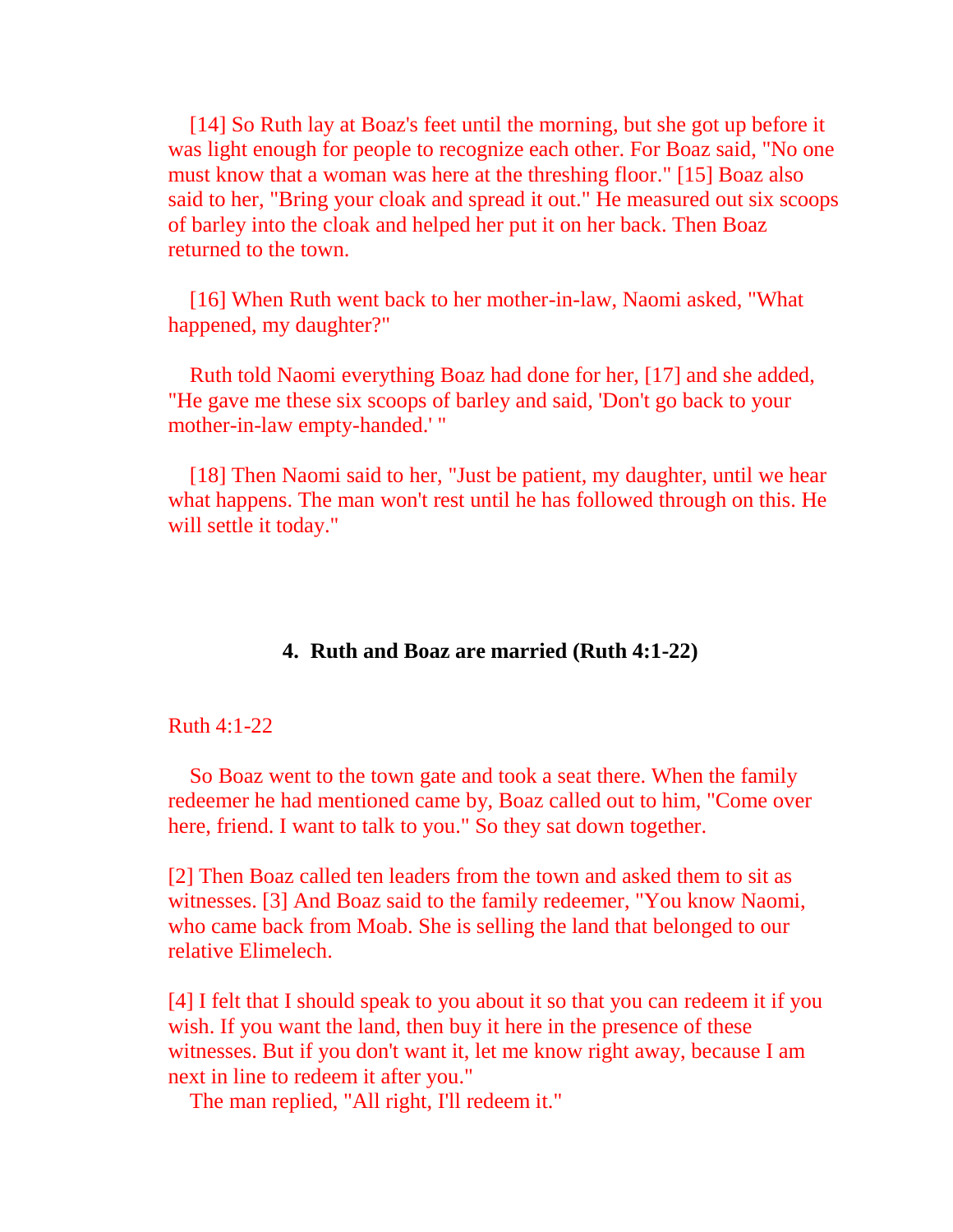[14] So Ruth lay at Boaz's feet until the morning, but she got up before it was light enough for people to recognize each other. For Boaz said, "No one must know that a woman was here at the threshing floor." [15] Boaz also said to her, "Bring your cloak and spread it out." He measured out six scoops of barley into the cloak and helped her put it on her back. Then Boaz returned to the town.

[16] When Ruth went back to her mother-in-law, Naomi asked, "What happened, my daughter?"

Ruth told Naomi everything Boaz had done for her, [17] and she added, "He gave me these six scoops of barley and said, 'Don't go back to your mother-in-law empty-handed.' "

[18] Then Naomi said to her, "Just be patient, my daughter, until we hear what happens. The man won't rest until he has followed through on this. He will settle it today."

### 4. Ruth and Boaz are married (Ruth 4:1-22)

Ruth 4:1-22

So Boaz went to the town gate and took a seat there. When the family redeemer he had mentioned came by, Boaz called out to him, "Come over here, friend. I want to talk to you." So they sat down together.

[2] Then Boaz called ten leaders from the town and asked them to sit as witnesses. [3] And Boaz said to the family redeemer, "You know Naomi, who came back from Moab. She is selling the land that belonged to our relative Elimelech.

[4] I felt that I should speak to you about it so that you can redeem it if you wish. If you want the land, then buy it here in the presence of these witnesses. But if you don't want it, let me know right away, because I am next in line to redeem it after you."

The man replied, "All right, I'll redeem it."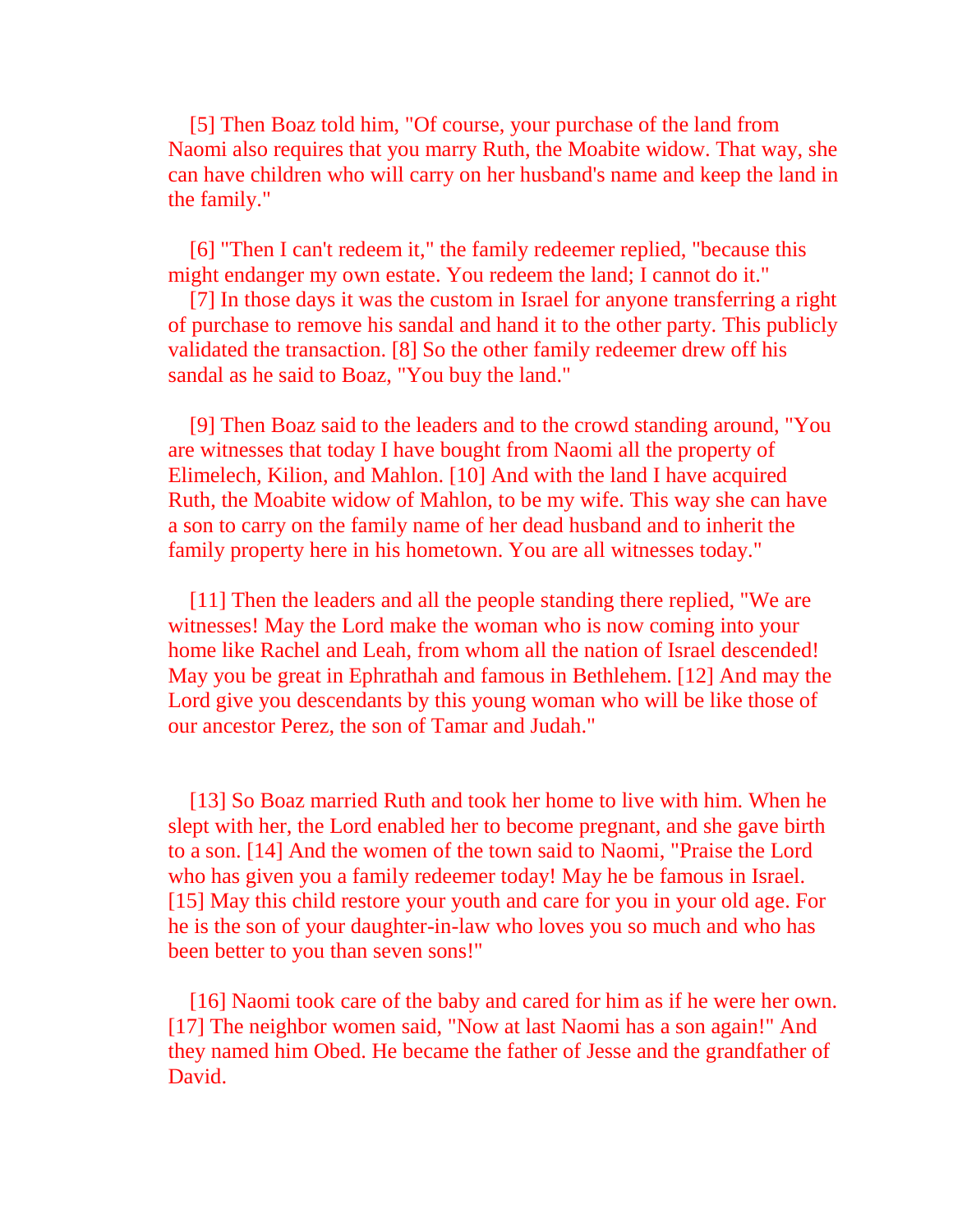[5] Then Boaz told him, "Of course, your purchase of the land from Naomi also requires that you marry Ruth, the Moabite widow. That way, she can have children who will carry on her husband's name and keep the land in the family."

[6] "Then I can't redeem it," the family redeemer replied, "because this might endanger my own estate. You redeem the land; I cannot do it."
[7] In those days it was the custom in Israel for anyone transferring a right of purchase to remove his sandal and hand it to the other party. This publicly validated the transaction. [8] So the other family redeemer drew off his sandal as he said to Boaz, "You buy the land."

[9] Then Boaz said to the leaders and to the crowd standing around, "You are witnesses that today I have bought from Naomi all the property of Elimelech, Kilion, and Mahlon. [10] And with the land I have acquired Ruth, the Moabite widow of Mahlon, to be my wife. This way she can have a son to carry on the family name of her dead husband and to inherit the family property here in his hometown. You are all witnesses today."

[11] Then the leaders and all the people standing there replied, "We are witnesses! May the Lord make the woman who is now coming into your home like Rachel and Leah, from whom all the nation of Israel descended! May you be great in Ephrathah and famous in Bethlehem. [12] And may the Lord give you descendants by this young woman who will be like those of our ancestor Perez, the son of Tamar and Judah."

[13] So Boaz married Ruth and took her home to live with him. When he slept with her, the Lord enabled her to become pregnant, and she gave birth to a son. [14] And the women of the town said to Naomi, "Praise the Lord who has given you a family redeemer today! May he be famous in Israel. [15] May this child restore your youth and care for you in your old age. For he is the son of your daughter-in-law who loves you so much and who has been better to you than seven sons!"

[16] Naomi took care of the baby and cared for him as if he were her own. [17] The neighbor women said, "Now at last Naomi has a son again!" And they named him Obed. He became the father of Jesse and the grandfather of David.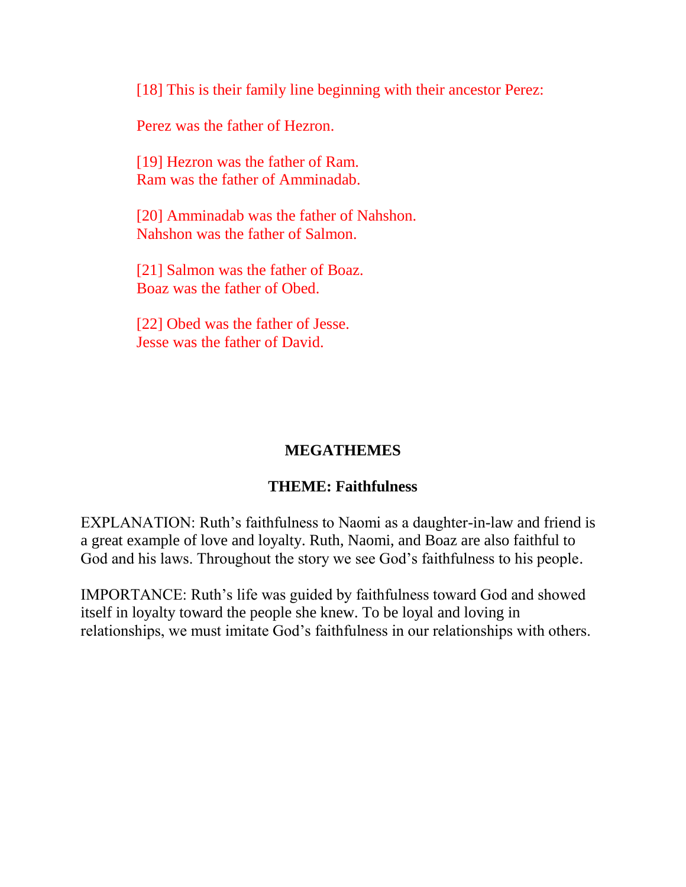[18] This is their family line beginning with their ancestor Perez:

Perez was the father of Hezron.

[19] Hezron was the father of Ram.
Ram was the father of Amminadab.

[20] Amminadab was the father of Nahshon.
Nahshon was the father of Salmon.

[21] Salmon was the father of Boaz.
Boaz was the father of Obed.

[22] Obed was the father of Jesse.
Jesse was the father of David.

## MEGATHEMES

### THEME: Faithfulness

EXPLANATION: Ruth's faithfulness to Naomi as a daughter-in-law and friend is a great example of love and loyalty. Ruth, Naomi, and Boaz are also faithful to God and his laws. Throughout the story we see God's faithfulness to his people.

IMPORTANCE: Ruth's life was guided by faithfulness toward God and showed itself in loyalty toward the people she knew. To be loyal and loving in relationships, we must imitate God's faithfulness in our relationships with others.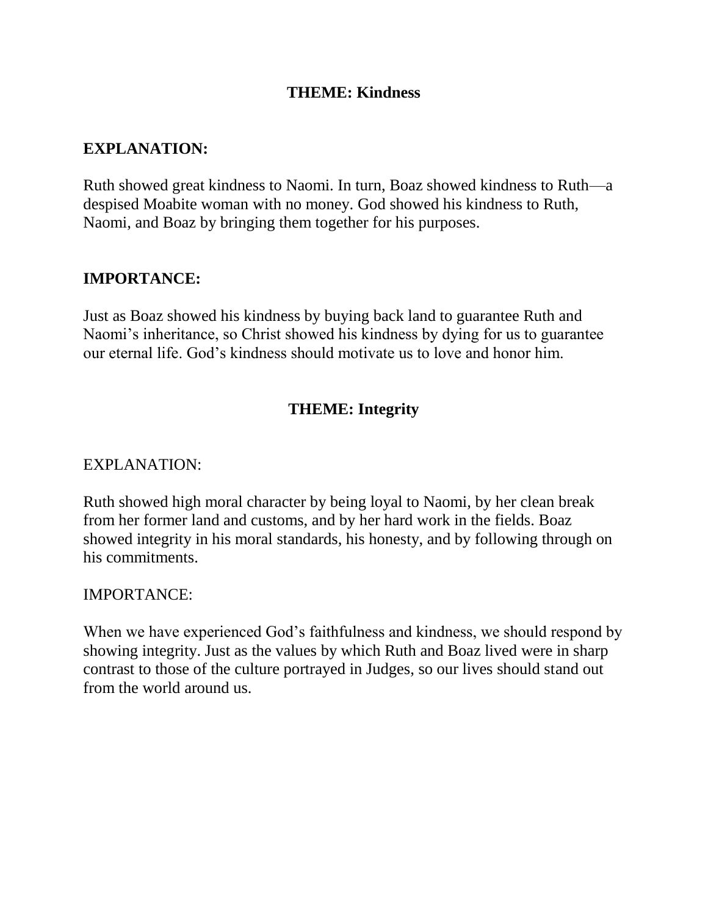## THEME: Kindness

**EXPLANATION:**

Ruth showed great kindness to Naomi. In turn, Boaz showed kindness to Ruth—a despised Moabite woman with no money. God showed his kindness to Ruth, Naomi, and Boaz by bringing them together for his purposes.

**IMPORTANCE:**

Just as Boaz showed his kindness by buying back land to guarantee Ruth and Naomi's inheritance, so Christ showed his kindness by dying for us to guarantee our eternal life. God's kindness should motivate us to love and honor him.

## THEME: Integrity

EXPLANATION:

Ruth showed high moral character by being loyal to Naomi, by her clean break from her former land and customs, and by her hard work in the fields. Boaz showed integrity in his moral standards, his honesty, and by following through on his commitments.

IMPORTANCE:

When we have experienced God's faithfulness and kindness, we should respond by showing integrity. Just as the values by which Ruth and Boaz lived were in sharp contrast to those of the culture portrayed in Judges, so our lives should stand out from the world around us.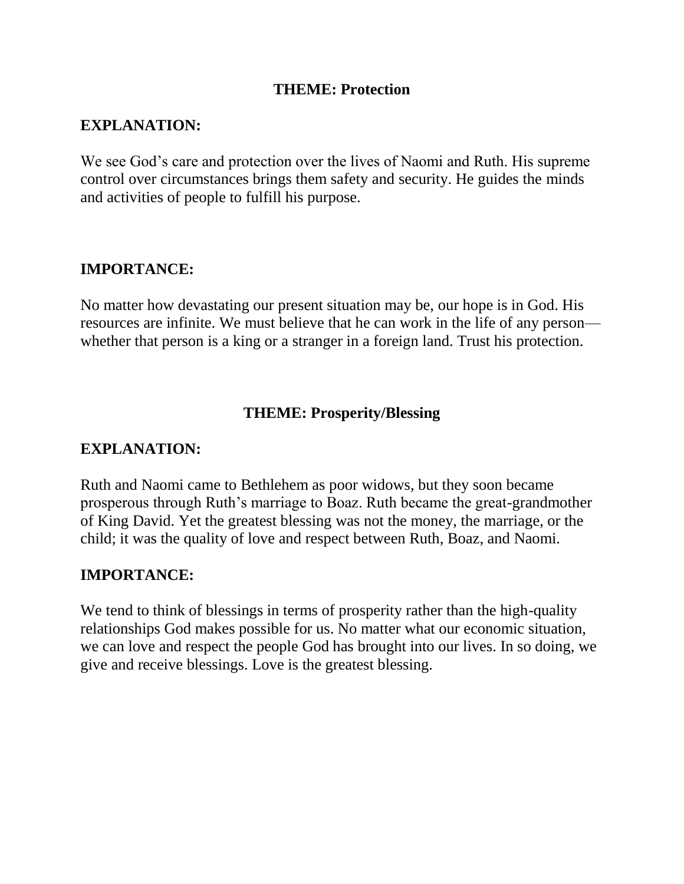## THEME: Protection

**EXPLANATION:**

We see God's care and protection over the lives of Naomi and Ruth. His supreme control over circumstances brings them safety and security. He guides the minds and activities of people to fulfill his purpose.

**IMPORTANCE:**

No matter how devastating our present situation may be, our hope is in God. His resources are infinite. We must believe that he can work in the life of any person—whether that person is a king or a stranger in a foreign land. Trust his protection.

## THEME: Prosperity/Blessing

**EXPLANATION:**

Ruth and Naomi came to Bethlehem as poor widows, but they soon became prosperous through Ruth's marriage to Boaz. Ruth became the great-grandmother of King David. Yet the greatest blessing was not the money, the marriage, or the child; it was the quality of love and respect between Ruth, Boaz, and Naomi.

**IMPORTANCE:**

We tend to think of blessings in terms of prosperity rather than the high-quality relationships God makes possible for us. No matter what our economic situation, we can love and respect the people God has brought into our lives. In so doing, we give and receive blessings. Love is the greatest blessing.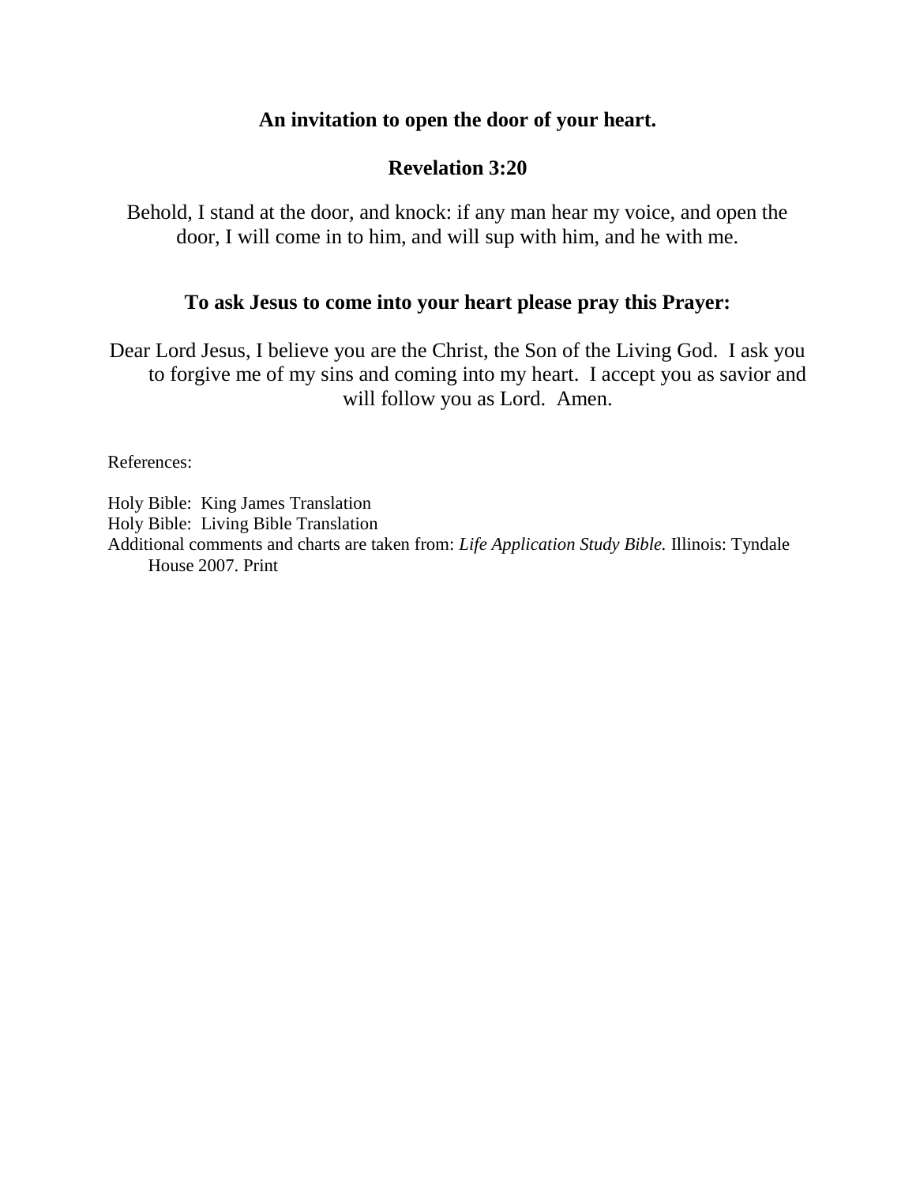**An invitation to open the door of your heart.**

**Revelation 3:20**

Behold, I stand at the door, and knock: if any man hear my voice, and open the door, I will come in to him, and will sup with him, and he with me.

**To ask Jesus to come into your heart please pray this Prayer:**

Dear Lord Jesus, I believe you are the Christ, the Son of the Living God. I ask you to forgive me of my sins and coming into my heart. I accept you as savior and will follow you as Lord. Amen.

References:

Holy Bible: King James Translation
Holy Bible: Living Bible Translation
Additional comments and charts are taken from: *Life Application Study Bible.* Illinois: Tyndale House 2007. Print